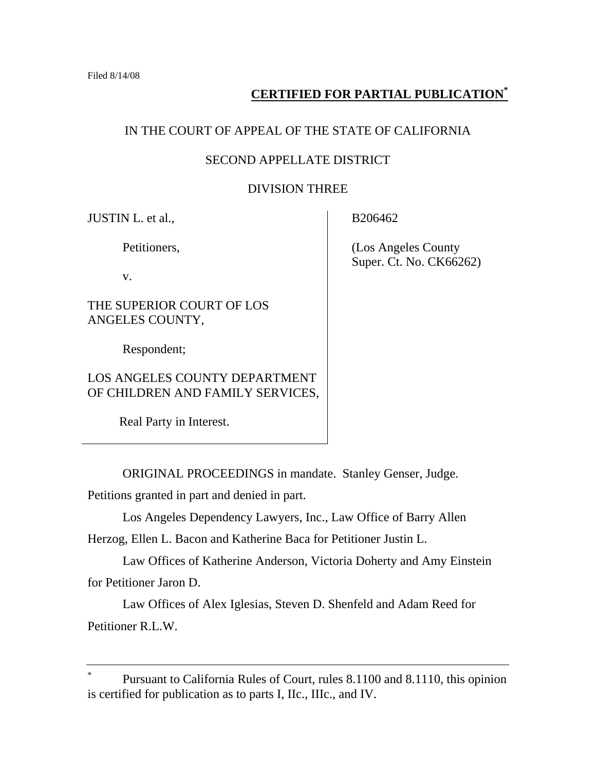Filed 8/14/08

**CERTIFIED FOR PARTIAL PUBLICATION***

IN THE COURT OF APPEAL OF THE STATE OF CALIFORNIA

SECOND APPELLATE DISTRICT

DIVISION THREE

| | |
|---|---|
| JUSTIN L. et al.,<br><br>Petitioners,<br><br>v.<br><br>THE SUPERIOR COURT OF LOS ANGELES COUNTY,<br><br>Respondent;<br><br>LOS ANGELES COUNTY DEPARTMENT OF CHILDREN AND FAMILY SERVICES,<br><br>Real Party in Interest. | B206462<br><br>(Los Angeles County Super. Ct. No. CK66262) |

ORIGINAL PROCEEDINGS in mandate. Stanley Genser, Judge. Petitions granted in part and denied in part.

Los Angeles Dependency Lawyers, Inc., Law Office of Barry Allen Herzog, Ellen L. Bacon and Katherine Baca for Petitioner Justin L.

Law Offices of Katherine Anderson, Victoria Doherty and Amy Einstein for Petitioner Jaron D.

Law Offices of Alex Iglesias, Steven D. Shenfeld and Adam Reed for Petitioner R.L.W.

---

* Pursuant to California Rules of Court, rules 8.1100 and 8.1110, this opinion is certified for publication as to parts I, IIc., IIIc., and IV.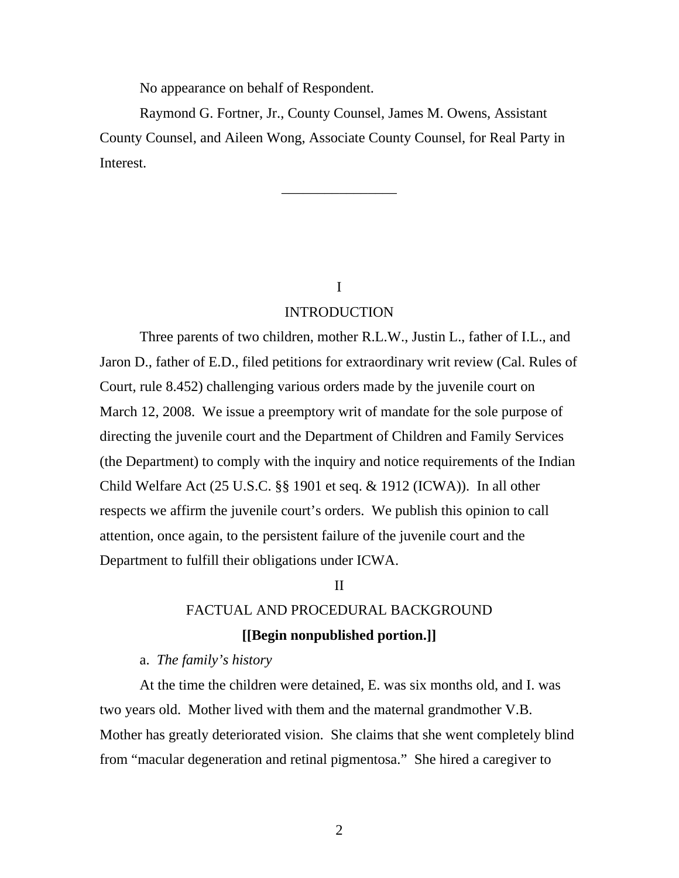No appearance on behalf of Respondent.

Raymond G. Fortner, Jr., County Counsel, James M. Owens, Assistant County Counsel, and Aileen Wong, Associate County Counsel, for Real Party in Interest.

---

## I

## INTRODUCTION

Three parents of two children, mother R.L.W., Justin L., father of I.L., and Jaron D., father of E.D., filed petitions for extraordinary writ review (Cal. Rules of Court, rule 8.452) challenging various orders made by the juvenile court on March 12, 2008. We issue a preemptory writ of mandate for the sole purpose of directing the juvenile court and the Department of Children and Family Services (the Department) to comply with the inquiry and notice requirements of the Indian Child Welfare Act (25 U.S.C. §§ 1901 et seq. & 1912 (ICWA)). In all other respects we affirm the juvenile court's orders. We publish this opinion to call attention, once again, to the persistent failure of the juvenile court and the Department to fulfill their obligations under ICWA.

## II

## FACTUAL AND PROCEDURAL BACKGROUND

**[[Begin nonpublished portion.]]**

a. *The family's history*

At the time the children were detained, E. was six months old, and I. was two years old. Mother lived with them and the maternal grandmother V.B. Mother has greatly deteriorated vision. She claims that she went completely blind from "macular degeneration and retinal pigmentosa." She hired a caregiver to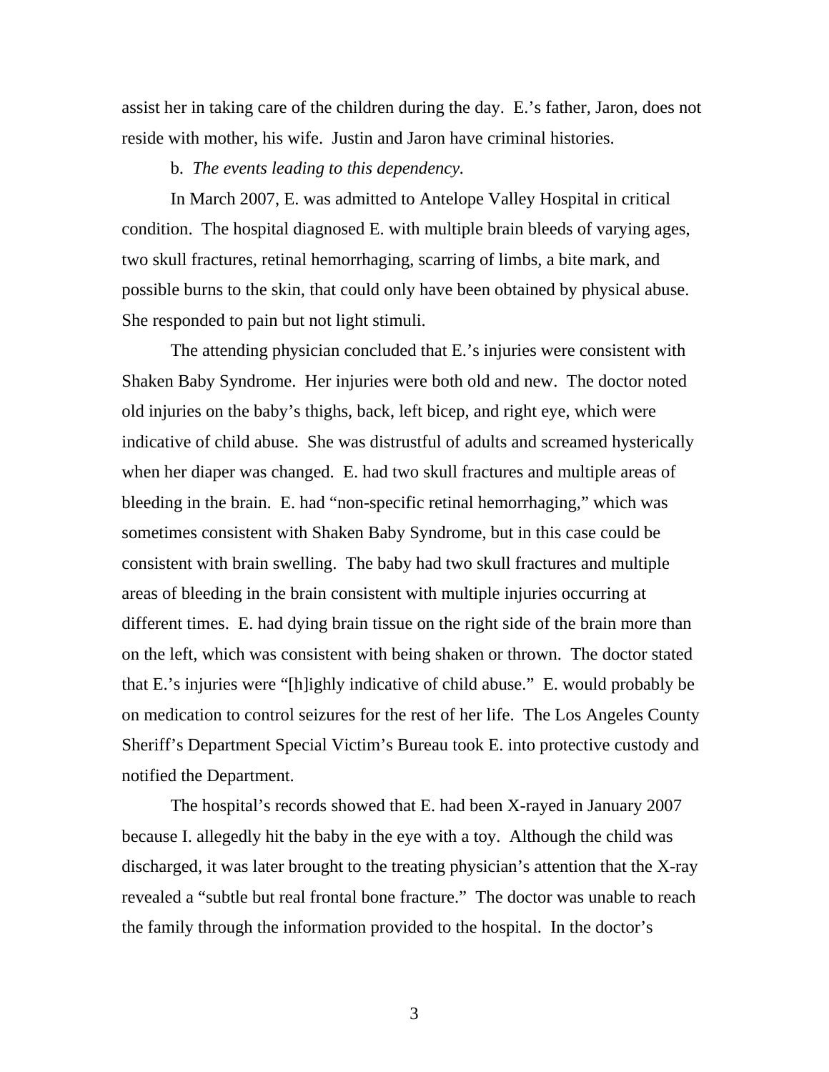assist her in taking care of the children during the day. E.'s father, Jaron, does not reside with mother, his wife. Justin and Jaron have criminal histories.

b. *The events leading to this dependency.*

In March 2007, E. was admitted to Antelope Valley Hospital in critical condition. The hospital diagnosed E. with multiple brain bleeds of varying ages, two skull fractures, retinal hemorrhaging, scarring of limbs, a bite mark, and possible burns to the skin, that could only have been obtained by physical abuse. She responded to pain but not light stimuli.

The attending physician concluded that E.'s injuries were consistent with Shaken Baby Syndrome. Her injuries were both old and new. The doctor noted old injuries on the baby's thighs, back, left bicep, and right eye, which were indicative of child abuse. She was distrustful of adults and screamed hysterically when her diaper was changed. E. had two skull fractures and multiple areas of bleeding in the brain. E. had "non-specific retinal hemorrhaging," which was sometimes consistent with Shaken Baby Syndrome, but in this case could be consistent with brain swelling. The baby had two skull fractures and multiple areas of bleeding in the brain consistent with multiple injuries occurring at different times. E. had dying brain tissue on the right side of the brain more than on the left, which was consistent with being shaken or thrown. The doctor stated that E.'s injuries were "[h]ighly indicative of child abuse." E. would probably be on medication to control seizures for the rest of her life. The Los Angeles County Sheriff's Department Special Victim's Bureau took E. into protective custody and notified the Department.

The hospital's records showed that E. had been X-rayed in January 2007 because I. allegedly hit the baby in the eye with a toy. Although the child was discharged, it was later brought to the treating physician's attention that the X-ray revealed a "subtle but real frontal bone fracture." The doctor was unable to reach the family through the information provided to the hospital. In the doctor's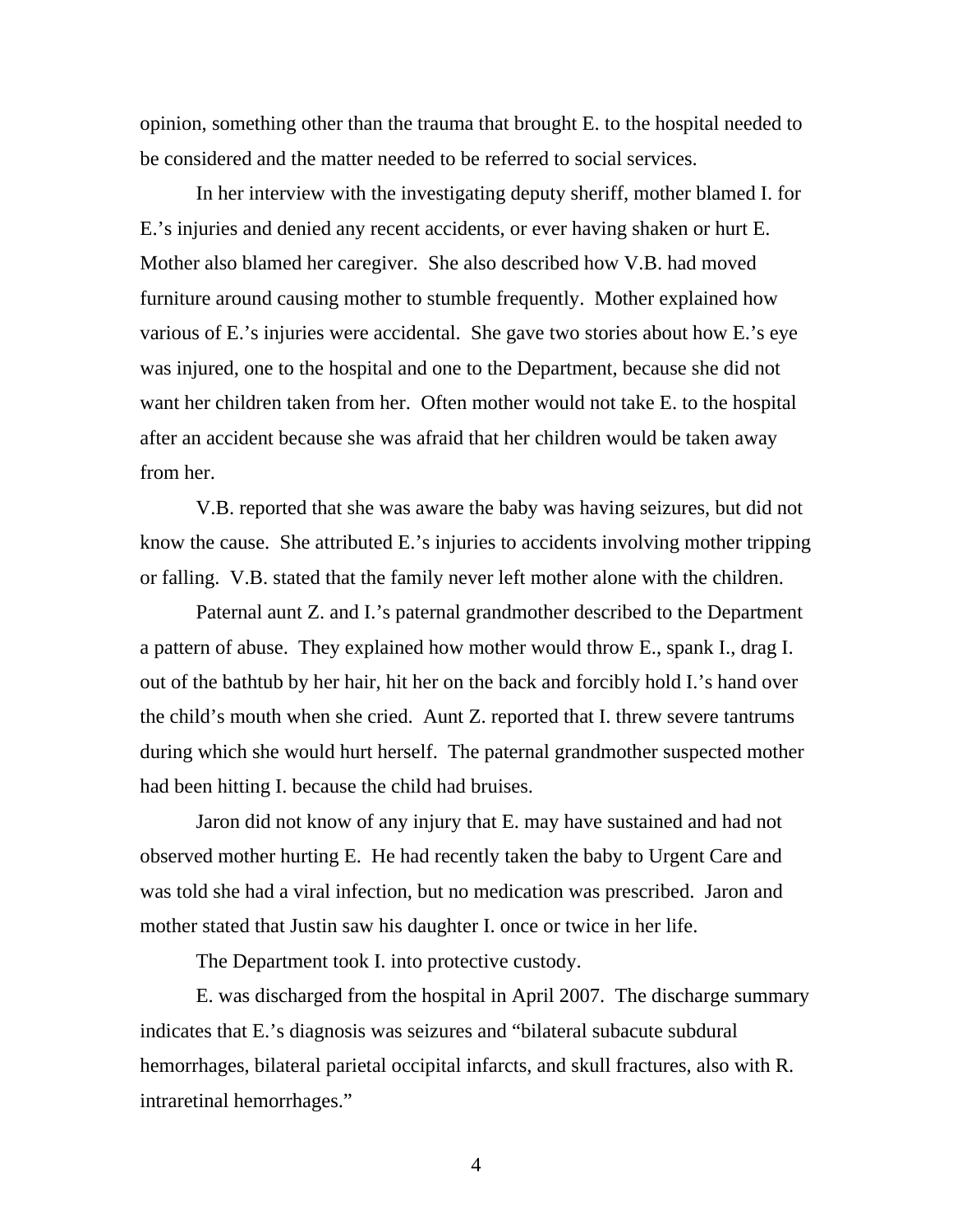opinion, something other than the trauma that brought E. to the hospital needed to be considered and the matter needed to be referred to social services.

In her interview with the investigating deputy sheriff, mother blamed I. for E.'s injuries and denied any recent accidents, or ever having shaken or hurt E. Mother also blamed her caregiver. She also described how V.B. had moved furniture around causing mother to stumble frequently. Mother explained how various of E.'s injuries were accidental. She gave two stories about how E.'s eye was injured, one to the hospital and one to the Department, because she did not want her children taken from her. Often mother would not take E. to the hospital after an accident because she was afraid that her children would be taken away from her.

V.B. reported that she was aware the baby was having seizures, but did not know the cause. She attributed E.'s injuries to accidents involving mother tripping or falling. V.B. stated that the family never left mother alone with the children.

Paternal aunt Z. and I.'s paternal grandmother described to the Department a pattern of abuse. They explained how mother would throw E., spank I., drag I. out of the bathtub by her hair, hit her on the back and forcibly hold I.'s hand over the child's mouth when she cried. Aunt Z. reported that I. threw severe tantrums during which she would hurt herself. The paternal grandmother suspected mother had been hitting I. because the child had bruises.

Jaron did not know of any injury that E. may have sustained and had not observed mother hurting E. He had recently taken the baby to Urgent Care and was told she had a viral infection, but no medication was prescribed. Jaron and mother stated that Justin saw his daughter I. once or twice in her life.

The Department took I. into protective custody.

E. was discharged from the hospital in April 2007. The discharge summary indicates that E.'s diagnosis was seizures and "bilateral subacute subdural hemorrhages, bilateral parietal occipital infarcts, and skull fractures, also with R. intraretinal hemorrhages."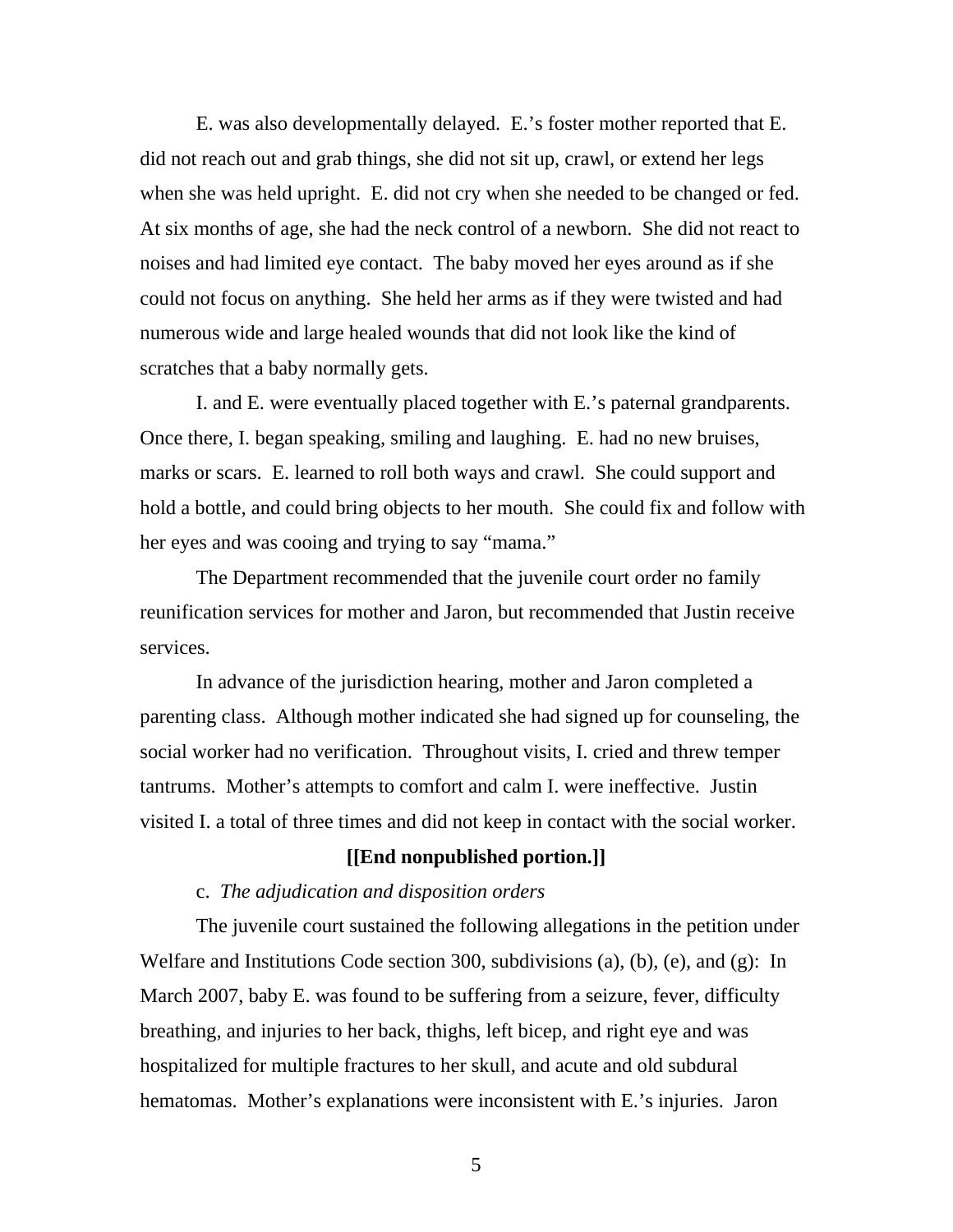E. was also developmentally delayed. E.'s foster mother reported that E. did not reach out and grab things, she did not sit up, crawl, or extend her legs when she was held upright. E. did not cry when she needed to be changed or fed. At six months of age, she had the neck control of a newborn. She did not react to noises and had limited eye contact. The baby moved her eyes around as if she could not focus on anything. She held her arms as if they were twisted and had numerous wide and large healed wounds that did not look like the kind of scratches that a baby normally gets.

I. and E. were eventually placed together with E.'s paternal grandparents. Once there, I. began speaking, smiling and laughing. E. had no new bruises, marks or scars. E. learned to roll both ways and crawl. She could support and hold a bottle, and could bring objects to her mouth. She could fix and follow with her eyes and was cooing and trying to say "mama."

The Department recommended that the juvenile court order no family reunification services for mother and Jaron, but recommended that Justin receive services.

In advance of the jurisdiction hearing, mother and Jaron completed a parenting class. Although mother indicated she had signed up for counseling, the social worker had no verification. Throughout visits, I. cried and threw temper tantrums. Mother's attempts to comfort and calm I. were ineffective. Justin visited I. a total of three times and did not keep in contact with the social worker.

**[[End nonpublished portion.]]**

c. *The adjudication and disposition orders*

The juvenile court sustained the following allegations in the petition under Welfare and Institutions Code section 300, subdivisions (a), (b), (e), and (g): In March 2007, baby E. was found to be suffering from a seizure, fever, difficulty breathing, and injuries to her back, thighs, left bicep, and right eye and was hospitalized for multiple fractures to her skull, and acute and old subdural hematomas. Mother's explanations were inconsistent with E.'s injuries. Jaron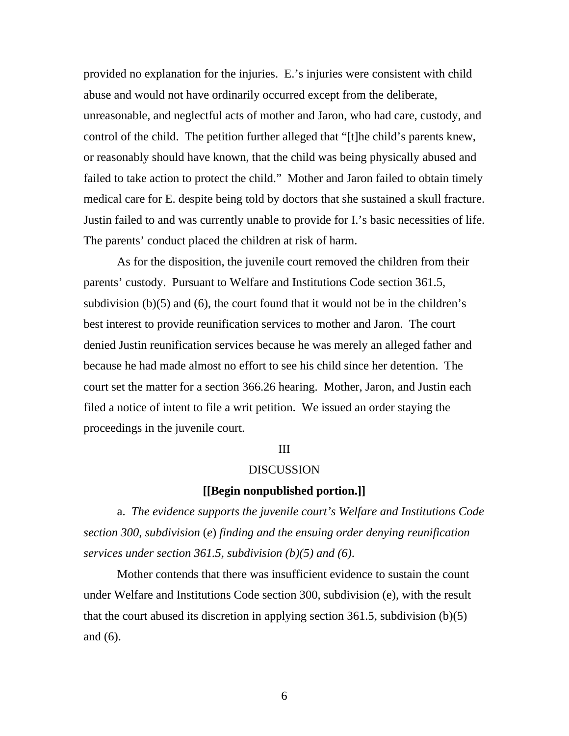provided no explanation for the injuries. E.'s injuries were consistent with child abuse and would not have ordinarily occurred except from the deliberate, unreasonable, and neglectful acts of mother and Jaron, who had care, custody, and control of the child. The petition further alleged that "[t]he child's parents knew, or reasonably should have known, that the child was being physically abused and failed to take action to protect the child." Mother and Jaron failed to obtain timely medical care for E. despite being told by doctors that she sustained a skull fracture. Justin failed to and was currently unable to provide for I.'s basic necessities of life. The parents' conduct placed the children at risk of harm.

As for the disposition, the juvenile court removed the children from their parents' custody. Pursuant to Welfare and Institutions Code section 361.5, subdivision (b)(5) and (6), the court found that it would not be in the children's best interest to provide reunification services to mother and Jaron. The court denied Justin reunification services because he was merely an alleged father and because he had made almost no effort to see his child since her detention. The court set the matter for a section 366.26 hearing. Mother, Jaron, and Justin each filed a notice of intent to file a writ petition. We issued an order staying the proceedings in the juvenile court.

III

DISCUSSION

**[[Begin nonpublished portion.]]**

a. *The evidence supports the juvenile court's Welfare and Institutions Code section 300, subdivision* (*e*) *finding and the ensuing order denying reunification services under section 361.5, subdivision (b)(5) and (6).*

Mother contends that there was insufficient evidence to sustain the count under Welfare and Institutions Code section 300, subdivision (e), with the result that the court abused its discretion in applying section 361.5, subdivision (b)(5) and (6).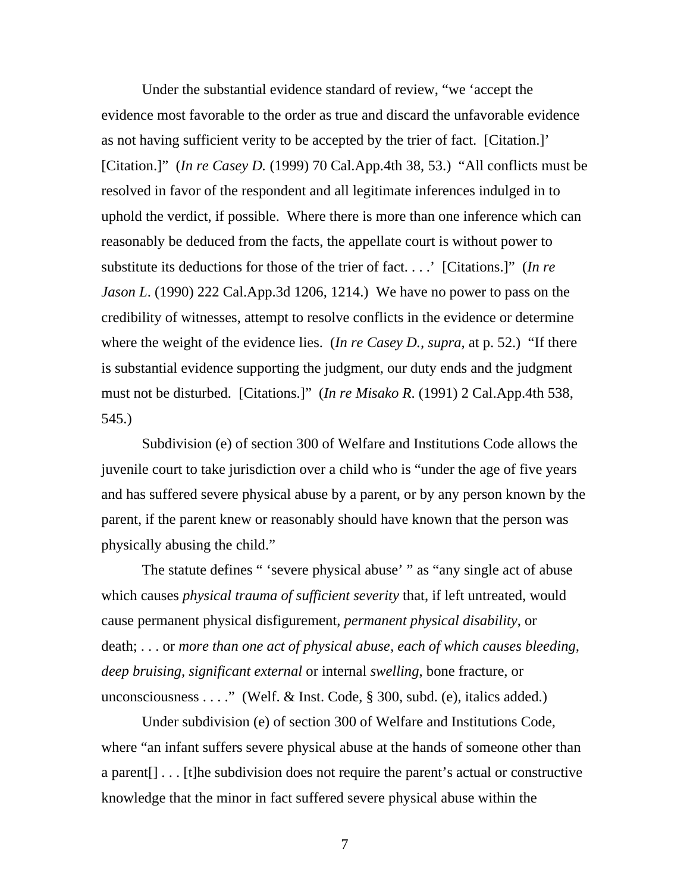Under the substantial evidence standard of review, "we 'accept the evidence most favorable to the order as true and discard the unfavorable evidence as not having sufficient verity to be accepted by the trier of fact. [Citation.]' [Citation.]" (*In re Casey D.* (1999) 70 Cal.App.4th 38, 53.) "All conflicts must be resolved in favor of the respondent and all legitimate inferences indulged in to uphold the verdict, if possible. Where there is more than one inference which can reasonably be deduced from the facts, the appellate court is without power to substitute its deductions for those of the trier of fact. . . .' [Citations.]" (*In re Jason L.* (1990) 222 Cal.App.3d 1206, 1214.) We have no power to pass on the credibility of witnesses, attempt to resolve conflicts in the evidence or determine where the weight of the evidence lies. (*In re Casey D., supra,* at p. 52.) "If there is substantial evidence supporting the judgment, our duty ends and the judgment must not be disturbed. [Citations.]" (*In re Misako R.* (1991) 2 Cal.App.4th 538, 545.)

Subdivision (e) of section 300 of Welfare and Institutions Code allows the juvenile court to take jurisdiction over a child who is "under the age of five years and has suffered severe physical abuse by a parent, or by any person known by the parent, if the parent knew or reasonably should have known that the person was physically abusing the child."

The statute defines " 'severe physical abuse' " as "any single act of abuse which causes *physical trauma of sufficient severity* that, if left untreated, would cause permanent physical disfigurement, *permanent physical disability*, or death; . . . or *more than one act of physical abuse, each of which causes bleeding, deep bruising, significant external* or internal *swelling*, bone fracture, or unconsciousness . . . ." (Welf. & Inst. Code, § 300, subd. (e), italics added.)

Under subdivision (e) of section 300 of Welfare and Institutions Code, where "an infant suffers severe physical abuse at the hands of someone other than a parent[] . . . [t]he subdivision does not require the parent's actual or constructive knowledge that the minor in fact suffered severe physical abuse within the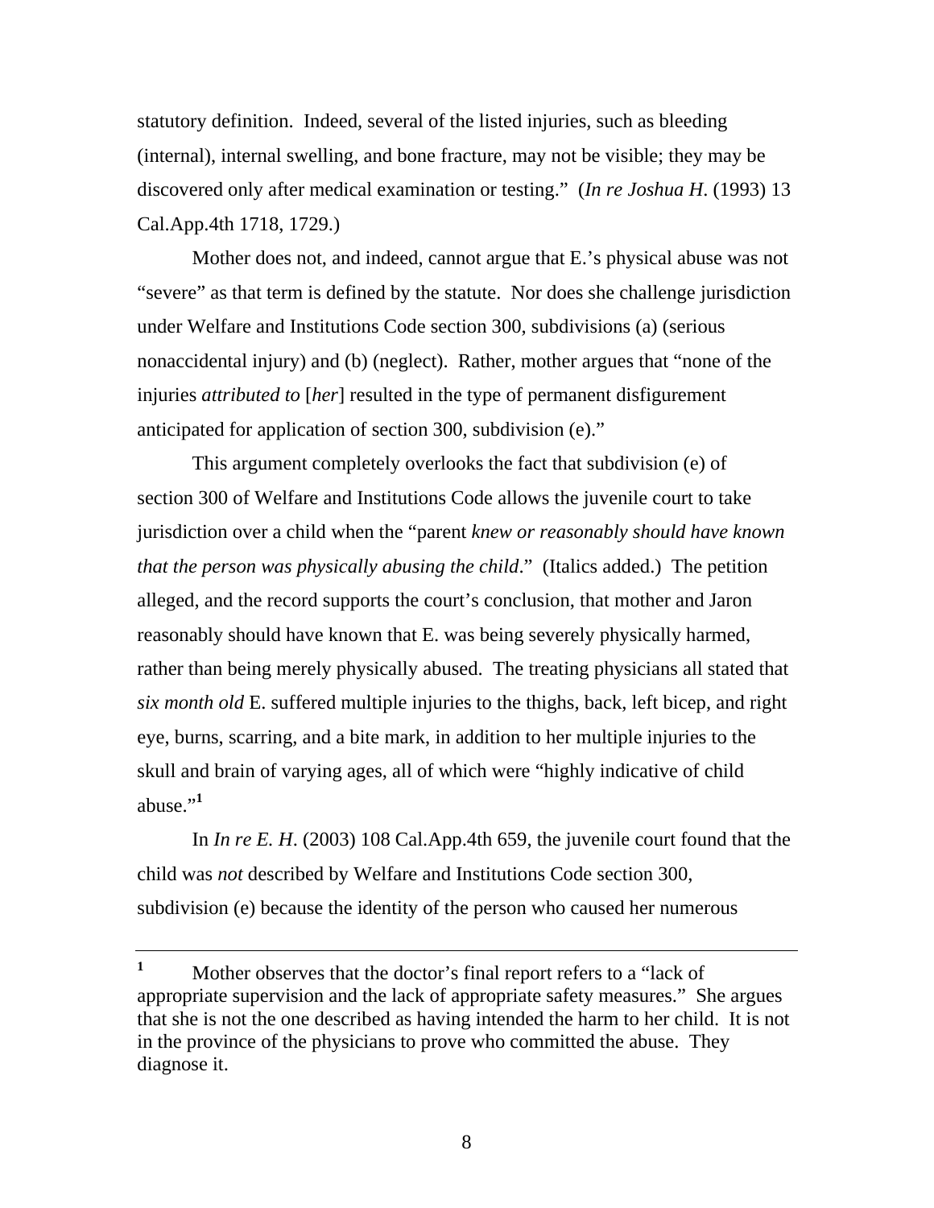statutory definition. Indeed, several of the listed injuries, such as bleeding (internal), internal swelling, and bone fracture, may not be visible; they may be discovered only after medical examination or testing." (*In re Joshua H*. (1993) 13 Cal.App.4th 1718, 1729.)

Mother does not, and indeed, cannot argue that E.'s physical abuse was not "severe" as that term is defined by the statute. Nor does she challenge jurisdiction under Welfare and Institutions Code section 300, subdivisions (a) (serious nonaccidental injury) and (b) (neglect). Rather, mother argues that "none of the injuries *attributed to* [*her*] resulted in the type of permanent disfigurement anticipated for application of section 300, subdivision (e)."

This argument completely overlooks the fact that subdivision (e) of section 300 of Welfare and Institutions Code allows the juvenile court to take jurisdiction over a child when the "parent *knew or reasonably should have known that the person was physically abusing the child*." (Italics added.) The petition alleged, and the record supports the court's conclusion, that mother and Jaron reasonably should have known that E. was being severely physically harmed, rather than being merely physically abused. The treating physicians all stated that *six month old* E. suffered multiple injuries to the thighs, back, left bicep, and right eye, burns, scarring, and a bite mark, in addition to her multiple injuries to the skull and brain of varying ages, all of which were "highly indicative of child abuse."[1]

In *In re E. H*. (2003) 108 Cal.App.4th 659, the juvenile court found that the child was *not* described by Welfare and Institutions Code section 300, subdivision (e) because the identity of the person who caused her numerous

---

[1] Mother observes that the doctor's final report refers to a "lack of appropriate supervision and the lack of appropriate safety measures." She argues that she is not the one described as having intended the harm to her child. It is not in the province of the physicians to prove who committed the abuse. They diagnose it.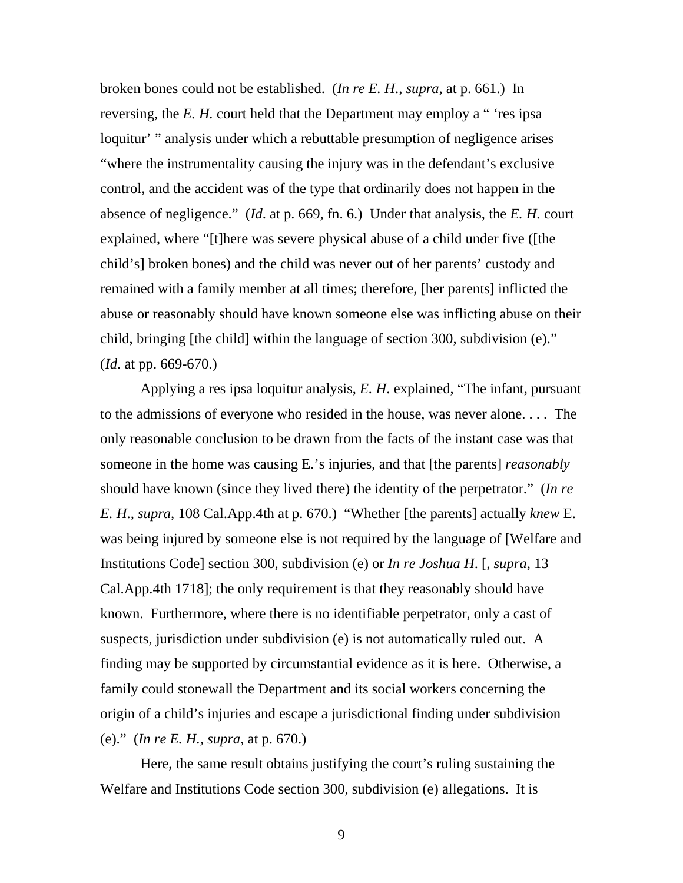broken bones could not be established. (*In re E. H.*, *supra*, at p. 661.) In reversing, the *E. H.* court held that the Department may employ a " 'res ipsa loquitur' " analysis under which a rebuttable presumption of negligence arises "where the instrumentality causing the injury was in the defendant's exclusive control, and the accident was of the type that ordinarily does not happen in the absence of negligence." (*Id*. at p. 669, fn. 6.) Under that analysis, the *E. H.* court explained, where "[t]here was severe physical abuse of a child under five ([the child's] broken bones) and the child was never out of her parents' custody and remained with a family member at all times; therefore, [her parents] inflicted the abuse or reasonably should have known someone else was inflicting abuse on their child, bringing [the child] within the language of section 300, subdivision (e)." (*Id*. at pp. 669-670.)

Applying a res ipsa loquitur analysis, *E. H.* explained, "The infant, pursuant to the admissions of everyone who resided in the house, was never alone. . . . The only reasonable conclusion to be drawn from the facts of the instant case was that someone in the home was causing E.'s injuries, and that [the parents] *reasonably* should have known (since they lived there) the identity of the perpetrator." (*In re E. H.*, *supra*, 108 Cal.App.4th at p. 670.) "Whether [the parents] actually *knew* E. was being injured by someone else is not required by the language of [Welfare and Institutions Code] section 300, subdivision (e) or *In re Joshua H*. [, *supra*, 13 Cal.App.4th 1718]; the only requirement is that they reasonably should have known. Furthermore, where there is no identifiable perpetrator, only a cast of suspects, jurisdiction under subdivision (e) is not automatically ruled out. A finding may be supported by circumstantial evidence as it is here. Otherwise, a family could stonewall the Department and its social workers concerning the origin of a child's injuries and escape a jurisdictional finding under subdivision (e)." (*In re E. H., supra*, at p. 670.)

Here, the same result obtains justifying the court's ruling sustaining the Welfare and Institutions Code section 300, subdivision (e) allegations. It is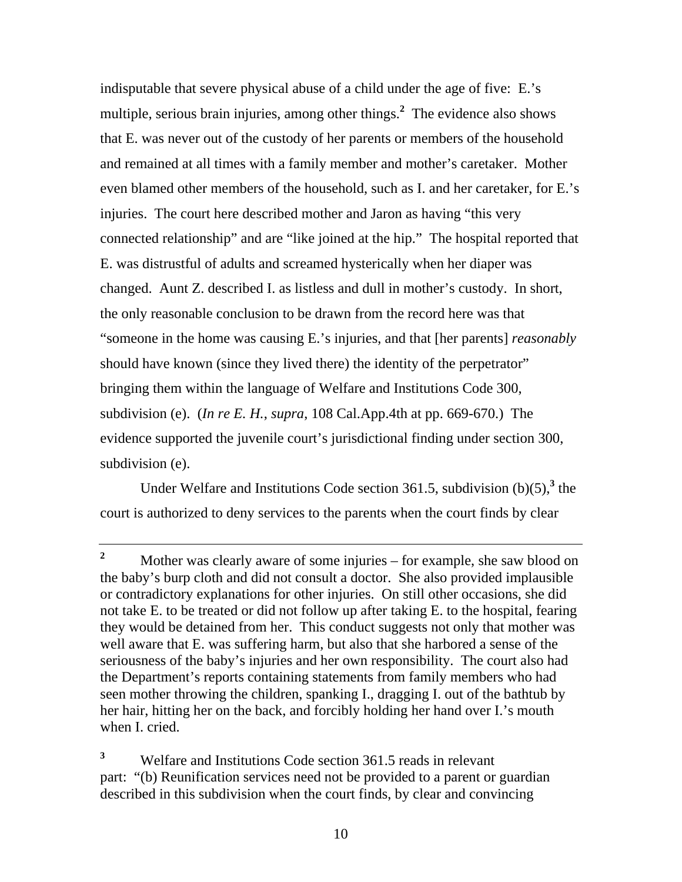indisputable that severe physical abuse of a child under the age of five: E.'s multiple, serious brain injuries, among other things.[2] The evidence also shows that E. was never out of the custody of her parents or members of the household and remained at all times with a family member and mother's caretaker. Mother even blamed other members of the household, such as I. and her caretaker, for E.'s injuries. The court here described mother and Jaron as having "this very connected relationship" and are "like joined at the hip." The hospital reported that E. was distrustful of adults and screamed hysterically when her diaper was changed. Aunt Z. described I. as listless and dull in mother's custody. In short, the only reasonable conclusion to be drawn from the record here was that "someone in the home was causing E.'s injuries, and that [her parents] *reasonably* should have known (since they lived there) the identity of the perpetrator" bringing them within the language of Welfare and Institutions Code 300, subdivision (e). (*In re E. H.*, *supra*, 108 Cal.App.4th at pp. 669-670.) The evidence supported the juvenile court's jurisdictional finding under section 300, subdivision (e).

Under Welfare and Institutions Code section 361.5, subdivision (b)(5),[3] the court is authorized to deny services to the parents when the court finds by clear

---

[2] Mother was clearly aware of some injuries – for example, she saw blood on the baby's burp cloth and did not consult a doctor. She also provided implausible or contradictory explanations for other injuries. On still other occasions, she did not take E. to be treated or did not follow up after taking E. to the hospital, fearing they would be detained from her. This conduct suggests not only that mother was well aware that E. was suffering harm, but also that she harbored a sense of the seriousness of the baby's injuries and her own responsibility. The court also had the Department's reports containing statements from family members who had seen mother throwing the children, spanking I., dragging I. out of the bathtub by her hair, hitting her on the back, and forcibly holding her hand over I.'s mouth when I. cried.

[3] Welfare and Institutions Code section 361.5 reads in relevant part: "(b) Reunification services need not be provided to a parent or guardian described in this subdivision when the court finds, by clear and convincing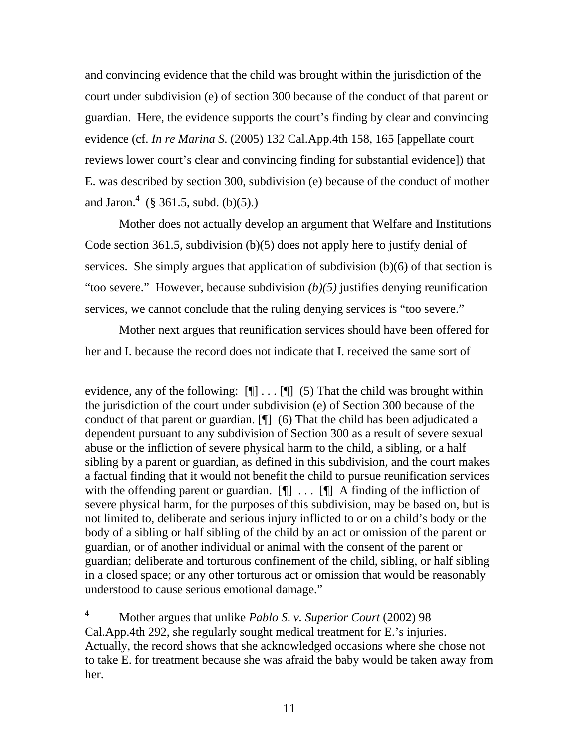and convincing evidence that the child was brought within the jurisdiction of the court under subdivision (e) of section 300 because of the conduct of that parent or guardian. Here, the evidence supports the court's finding by clear and convincing evidence (cf. *In re Marina S.* (2005) 132 Cal.App.4th 158, 165 [appellate court reviews lower court's clear and convincing finding for substantial evidence]) that E. was described by section 300, subdivision (e) because of the conduct of mother and Jaron.[4] (§ 361.5, subd. (b)(5).)

Mother does not actually develop an argument that Welfare and Institutions Code section 361.5, subdivision (b)(5) does not apply here to justify denial of services. She simply argues that application of subdivision (b)(6) of that section is "too severe." However, because subdivision *(b)(5)* justifies denying reunification services, we cannot conclude that the ruling denying services is "too severe."

Mother next argues that reunification services should have been offered for her and I. because the record does not indicate that I. received the same sort of

---

evidence, any of the following: [¶] . . . [¶] (5) That the child was brought within the jurisdiction of the court under subdivision (e) of Section 300 because of the conduct of that parent or guardian. [¶] (6) That the child has been adjudicated a dependent pursuant to any subdivision of Section 300 as a result of severe sexual abuse or the infliction of severe physical harm to the child, a sibling, or a half sibling by a parent or guardian, as defined in this subdivision, and the court makes a factual finding that it would not benefit the child to pursue reunification services with the offending parent or guardian. [¶] . . . [¶] A finding of the infliction of severe physical harm, for the purposes of this subdivision, may be based on, but is not limited to, deliberate and serious injury inflicted to or on a child's body or the body of a sibling or half sibling of the child by an act or omission of the parent or guardian, or of another individual or animal with the consent of the parent or guardian; deliberate and torturous confinement of the child, sibling, or half sibling in a closed space; or any other torturous act or omission that would be reasonably understood to cause serious emotional damage."

[4] Mother argues that unlike *Pablo S. v. Superior Court* (2002) 98 Cal.App.4th 292, she regularly sought medical treatment for E.'s injuries. Actually, the record shows that she acknowledged occasions where she chose not to take E. for treatment because she was afraid the baby would be taken away from her.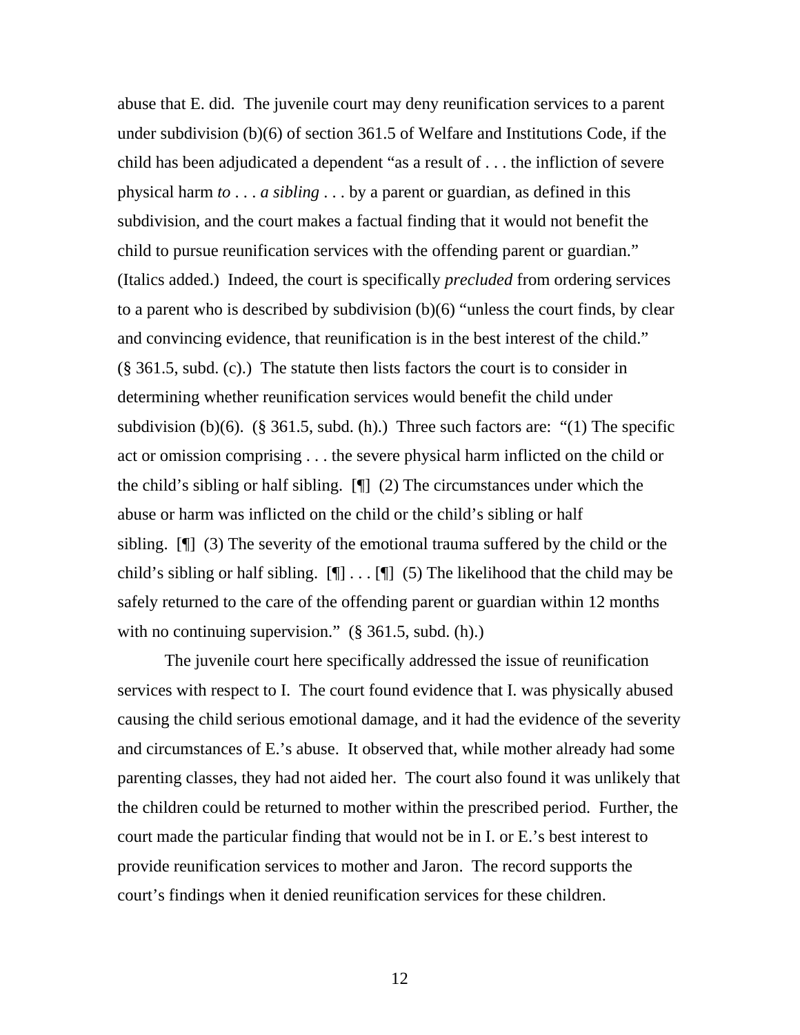abuse that E. did. The juvenile court may deny reunification services to a parent under subdivision (b)(6) of section 361.5 of Welfare and Institutions Code, if the child has been adjudicated a dependent "as a result of . . . the infliction of severe physical harm *to* . . . *a sibling* . . . by a parent or guardian, as defined in this subdivision, and the court makes a factual finding that it would not benefit the child to pursue reunification services with the offending parent or guardian." (Italics added.) Indeed, the court is specifically *precluded* from ordering services to a parent who is described by subdivision (b)(6) "unless the court finds, by clear and convincing evidence, that reunification is in the best interest of the child." (§ 361.5, subd. (c).) The statute then lists factors the court is to consider in determining whether reunification services would benefit the child under subdivision (b)(6). (§ 361.5, subd. (h).) Three such factors are: "(1) The specific act or omission comprising . . . the severe physical harm inflicted on the child or the child's sibling or half sibling. [¶] (2) The circumstances under which the abuse or harm was inflicted on the child or the child's sibling or half sibling. [¶] (3) The severity of the emotional trauma suffered by the child or the child's sibling or half sibling. [¶] . . . [¶] (5) The likelihood that the child may be safely returned to the care of the offending parent or guardian within 12 months with no continuing supervision." (§ 361.5, subd. (h).)

The juvenile court here specifically addressed the issue of reunification services with respect to I. The court found evidence that I. was physically abused causing the child serious emotional damage, and it had the evidence of the severity and circumstances of E.'s abuse. It observed that, while mother already had some parenting classes, they had not aided her. The court also found it was unlikely that the children could be returned to mother within the prescribed period. Further, the court made the particular finding that would not be in I. or E.'s best interest to provide reunification services to mother and Jaron. The record supports the court's findings when it denied reunification services for these children.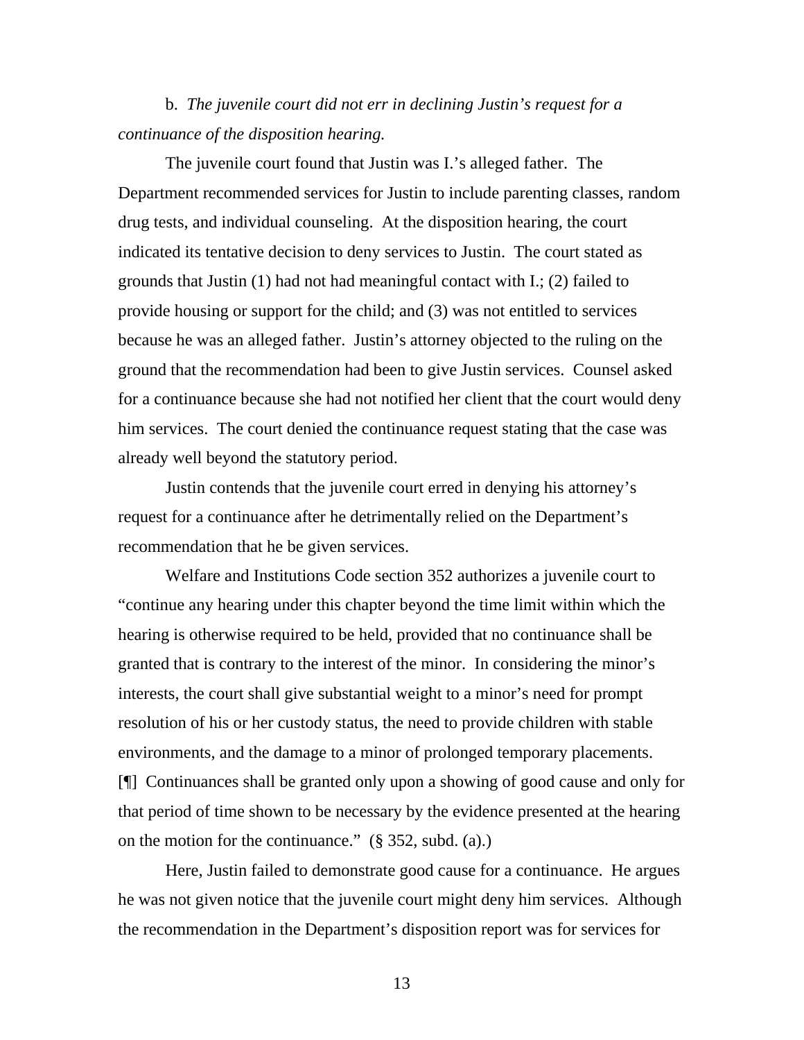b. *The juvenile court did not err in declining Justin's request for a continuance of the disposition hearing.*

The juvenile court found that Justin was I.'s alleged father. The Department recommended services for Justin to include parenting classes, random drug tests, and individual counseling. At the disposition hearing, the court indicated its tentative decision to deny services to Justin. The court stated as grounds that Justin (1) had not had meaningful contact with I.; (2) failed to provide housing or support for the child; and (3) was not entitled to services because he was an alleged father. Justin's attorney objected to the ruling on the ground that the recommendation had been to give Justin services. Counsel asked for a continuance because she had not notified her client that the court would deny him services. The court denied the continuance request stating that the case was already well beyond the statutory period.

Justin contends that the juvenile court erred in denying his attorney's request for a continuance after he detrimentally relied on the Department's recommendation that he be given services.

Welfare and Institutions Code section 352 authorizes a juvenile court to "continue any hearing under this chapter beyond the time limit within which the hearing is otherwise required to be held, provided that no continuance shall be granted that is contrary to the interest of the minor. In considering the minor's interests, the court shall give substantial weight to a minor's need for prompt resolution of his or her custody status, the need to provide children with stable environments, and the damage to a minor of prolonged temporary placements. [¶] Continuances shall be granted only upon a showing of good cause and only for that period of time shown to be necessary by the evidence presented at the hearing on the motion for the continuance." (§ 352, subd. (a).)

Here, Justin failed to demonstrate good cause for a continuance. He argues he was not given notice that the juvenile court might deny him services. Although the recommendation in the Department's disposition report was for services for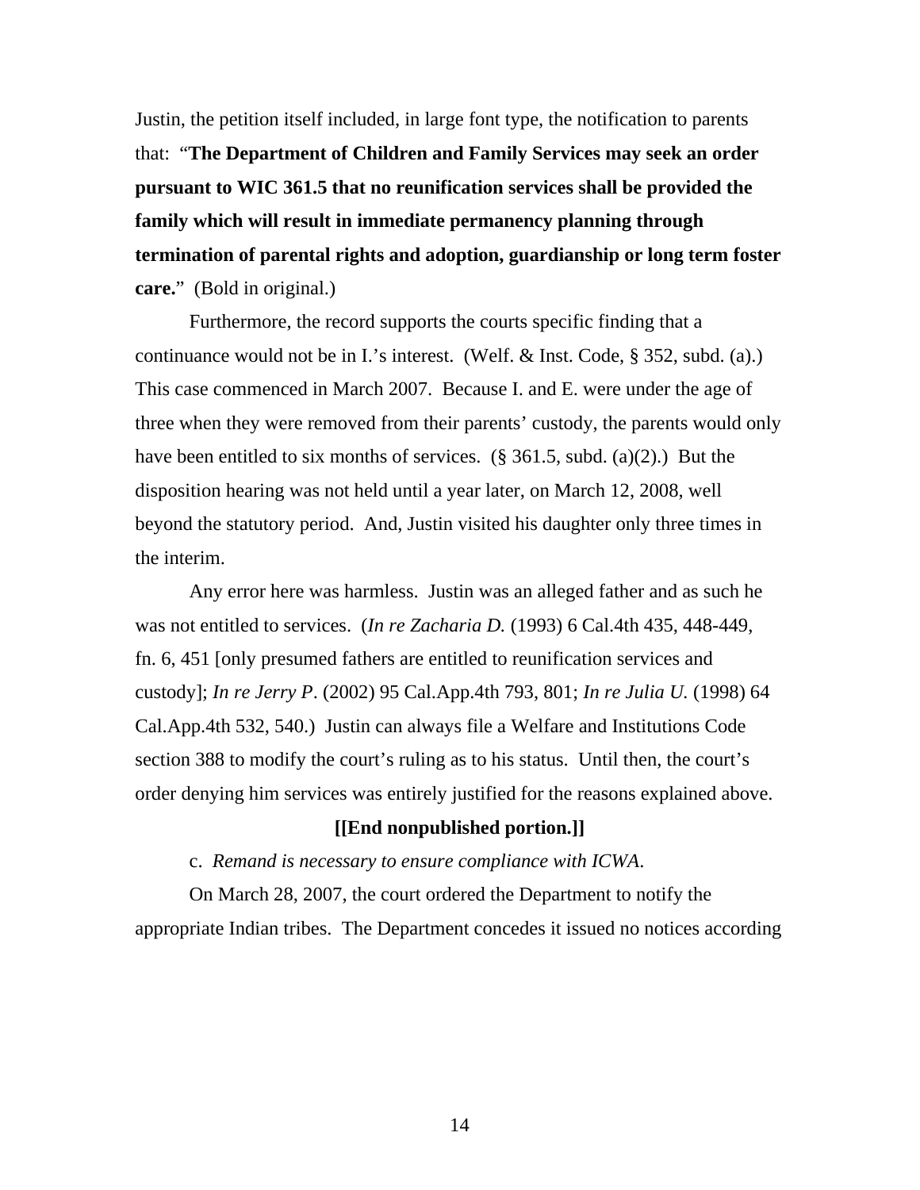Justin, the petition itself included, in large font type, the notification to parents that: "**The Department of Children and Family Services may seek an order pursuant to WIC 361.5 that no reunification services shall be provided the family which will result in immediate permanency planning through termination of parental rights and adoption, guardianship or long term foster care.**" (Bold in original.)

Furthermore, the record supports the courts specific finding that a continuance would not be in I.'s interest. (Welf. & Inst. Code, § 352, subd. (a).) This case commenced in March 2007. Because I. and E. were under the age of three when they were removed from their parents' custody, the parents would only have been entitled to six months of services. (§ 361.5, subd. (a)(2).) But the disposition hearing was not held until a year later, on March 12, 2008, well beyond the statutory period. And, Justin visited his daughter only three times in the interim.

Any error here was harmless. Justin was an alleged father and as such he was not entitled to services. (*In re Zacharia D.* (1993) 6 Cal.4th 435, 448-449, fn. 6, 451 [only presumed fathers are entitled to reunification services and custody]; *In re Jerry P*. (2002) 95 Cal.App.4th 793, 801; *In re Julia U.* (1998) 64 Cal.App.4th 532, 540.) Justin can always file a Welfare and Institutions Code section 388 to modify the court's ruling as to his status. Until then, the court's order denying him services was entirely justified for the reasons explained above.

**[[End nonpublished portion.]]**

c. *Remand is necessary to ensure compliance with ICWA.*

On March 28, 2007, the court ordered the Department to notify the appropriate Indian tribes. The Department concedes it issued no notices according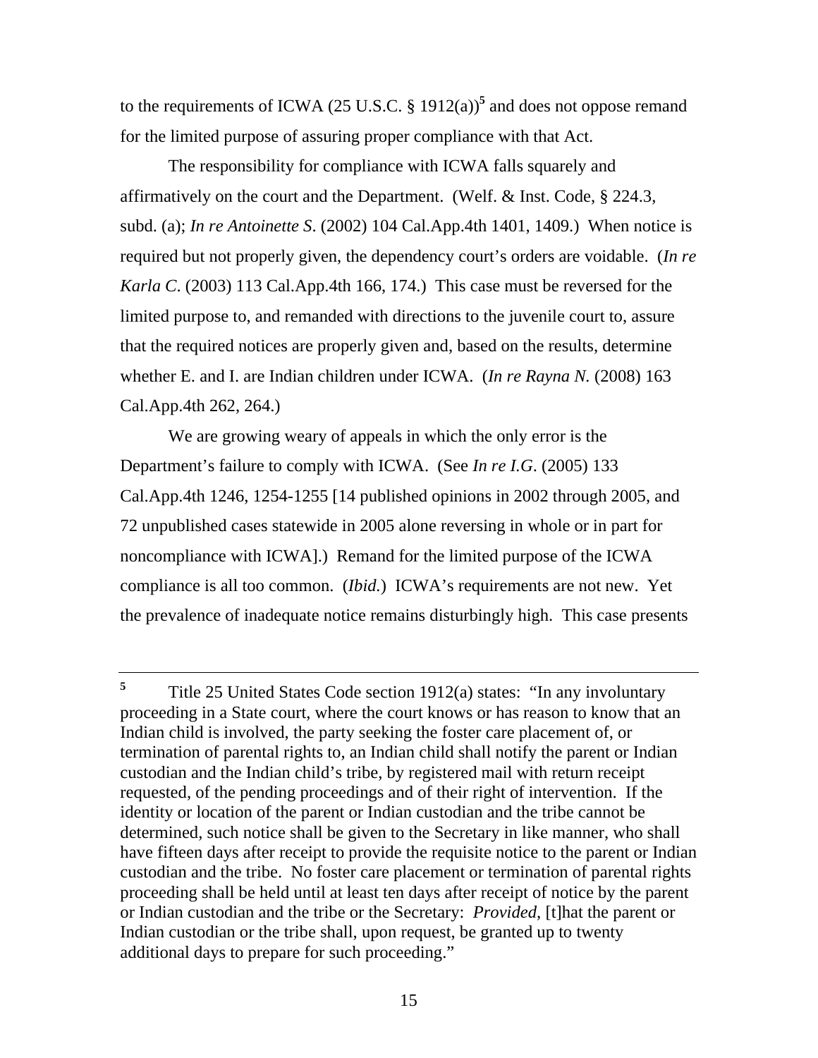to the requirements of ICWA (25 U.S.C. § 1912(a))[5] and does not oppose remand for the limited purpose of assuring proper compliance with that Act.

The responsibility for compliance with ICWA falls squarely and affirmatively on the court and the Department. (Welf. & Inst. Code, § 224.3, subd. (a); *In re Antoinette S*. (2002) 104 Cal.App.4th 1401, 1409.) When notice is required but not properly given, the dependency court's orders are voidable. (*In re Karla C*. (2003) 113 Cal.App.4th 166, 174.) This case must be reversed for the limited purpose to, and remanded with directions to the juvenile court to, assure that the required notices are properly given and, based on the results, determine whether E. and I. are Indian children under ICWA. (*In re Rayna N.* (2008) 163 Cal.App.4th 262, 264.)

We are growing weary of appeals in which the only error is the Department's failure to comply with ICWA. (See *In re I.G*. (2005) 133 Cal.App.4th 1246, 1254-1255 [14 published opinions in 2002 through 2005, and 72 unpublished cases statewide in 2005 alone reversing in whole or in part for noncompliance with ICWA].) Remand for the limited purpose of the ICWA compliance is all too common. (*Ibid.*) ICWA's requirements are not new. Yet the prevalence of inadequate notice remains disturbingly high. This case presents

---

[5] Title 25 United States Code section 1912(a) states: "In any involuntary proceeding in a State court, where the court knows or has reason to know that an Indian child is involved, the party seeking the foster care placement of, or termination of parental rights to, an Indian child shall notify the parent or Indian custodian and the Indian child's tribe, by registered mail with return receipt requested, of the pending proceedings and of their right of intervention. If the identity or location of the parent or Indian custodian and the tribe cannot be determined, such notice shall be given to the Secretary in like manner, who shall have fifteen days after receipt to provide the requisite notice to the parent or Indian custodian and the tribe. No foster care placement or termination of parental rights proceeding shall be held until at least ten days after receipt of notice by the parent or Indian custodian and the tribe or the Secretary: *Provided*, [t]hat the parent or Indian custodian or the tribe shall, upon request, be granted up to twenty additional days to prepare for such proceeding."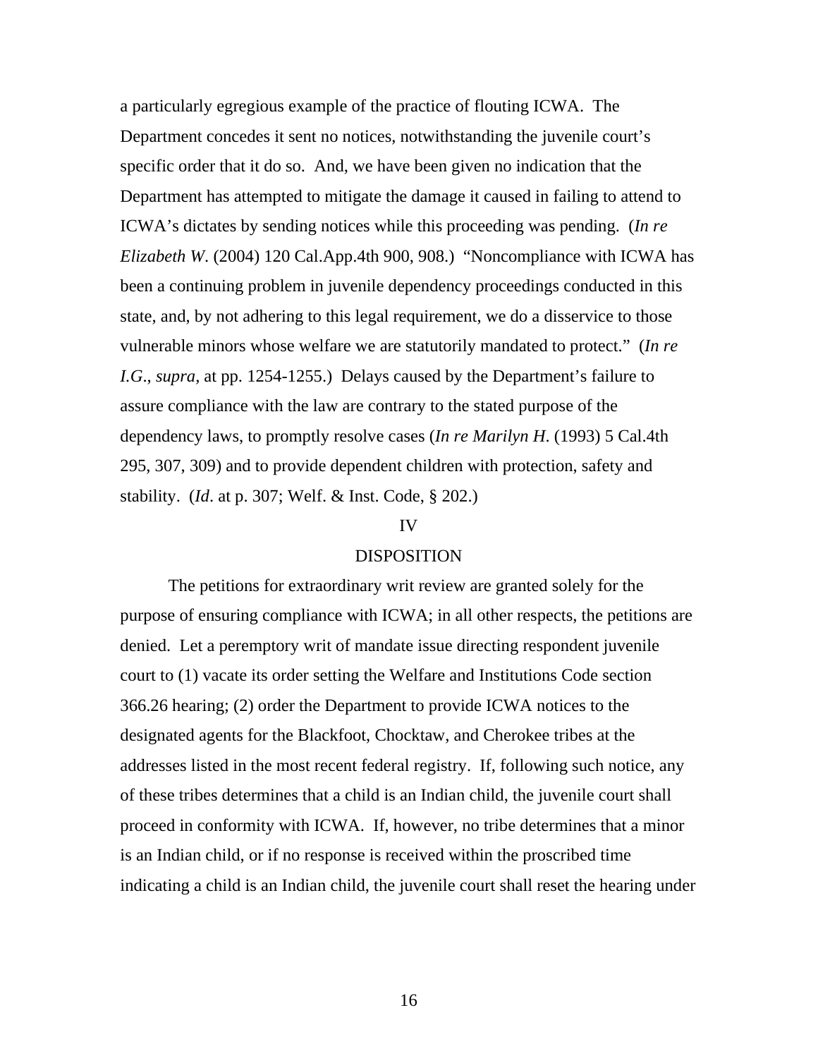a particularly egregious example of the practice of flouting ICWA. The Department concedes it sent no notices, notwithstanding the juvenile court's specific order that it do so. And, we have been given no indication that the Department has attempted to mitigate the damage it caused in failing to attend to ICWA's dictates by sending notices while this proceeding was pending. (*In re Elizabeth W*. (2004) 120 Cal.App.4th 900, 908.) "Noncompliance with ICWA has been a continuing problem in juvenile dependency proceedings conducted in this state, and, by not adhering to this legal requirement, we do a disservice to those vulnerable minors whose welfare we are statutorily mandated to protect." (*In re I.G*., *supra,* at pp. 1254-1255.) Delays caused by the Department's failure to assure compliance with the law are contrary to the stated purpose of the dependency laws, to promptly resolve cases (*In re Marilyn H*. (1993) 5 Cal.4th 295, 307, 309) and to provide dependent children with protection, safety and stability. (*Id*. at p. 307; Welf. & Inst. Code, § 202.)

## IV

## DISPOSITION

The petitions for extraordinary writ review are granted solely for the purpose of ensuring compliance with ICWA; in all other respects, the petitions are denied. Let a peremptory writ of mandate issue directing respondent juvenile court to (1) vacate its order setting the Welfare and Institutions Code section 366.26 hearing; (2) order the Department to provide ICWA notices to the designated agents for the Blackfoot, Chocktaw, and Cherokee tribes at the addresses listed in the most recent federal registry. If, following such notice, any of these tribes determines that a child is an Indian child, the juvenile court shall proceed in conformity with ICWA. If, however, no tribe determines that a minor is an Indian child, or if no response is received within the proscribed time indicating a child is an Indian child, the juvenile court shall reset the hearing under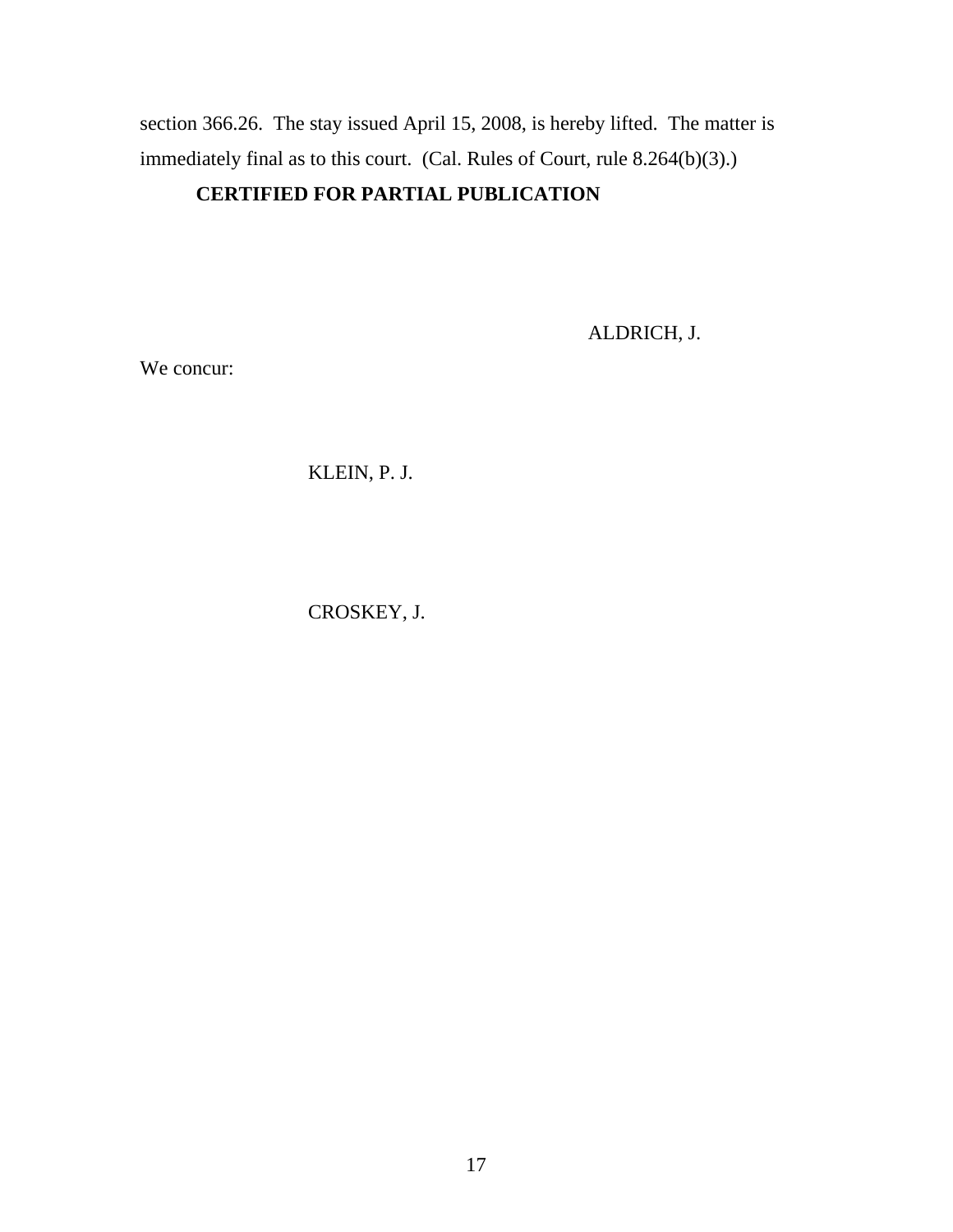section 366.26. The stay issued April 15, 2008, is hereby lifted. The matter is immediately final as to this court. (Cal. Rules of Court, rule 8.264(b)(3).)

**CERTIFIED FOR PARTIAL PUBLICATION**

ALDRICH, J.

We concur:

KLEIN, P. J.

CROSKEY, J.